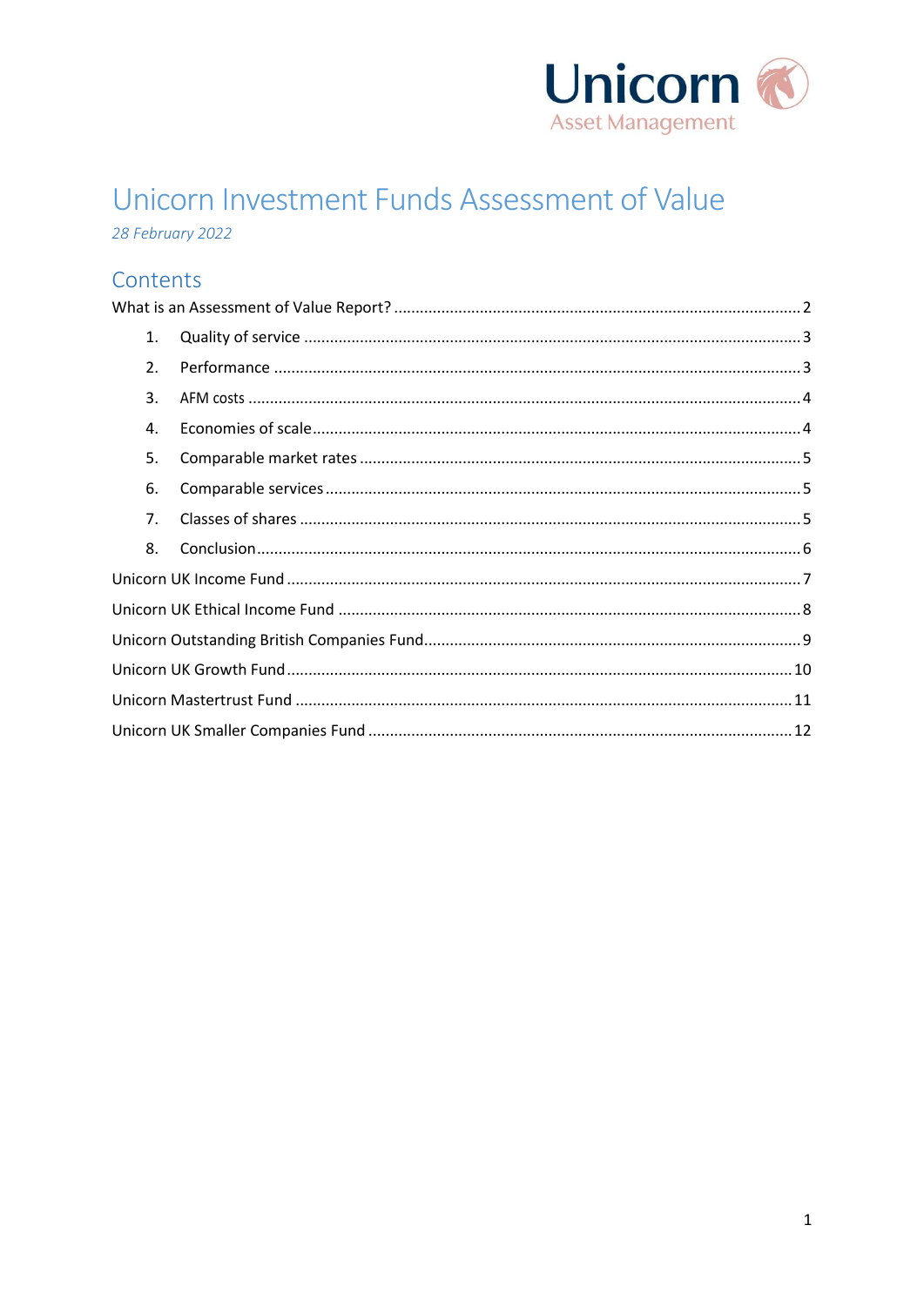Unicorn
Asset Management

# Unicorn Investment Funds Assessment of Value

*28 February 2022*

## Contents

What is an Assessment of Value Report? .......... 2

1. Quality of service .......... 3
2. Performance .......... 3
3. AFM costs .......... 4
4. Economies of scale .......... 4
5. Comparable market rates .......... 5
6. Comparable services .......... 5
7. Classes of shares .......... 5
8. Conclusion .......... 6

Unicorn UK Income Fund .......... 7

Unicorn UK Ethical Income Fund .......... 8

Unicorn Outstanding British Companies Fund .......... 9

Unicorn UK Growth Fund .......... 10

Unicorn Mastertrust Fund .......... 11

Unicorn UK Smaller Companies Fund .......... 12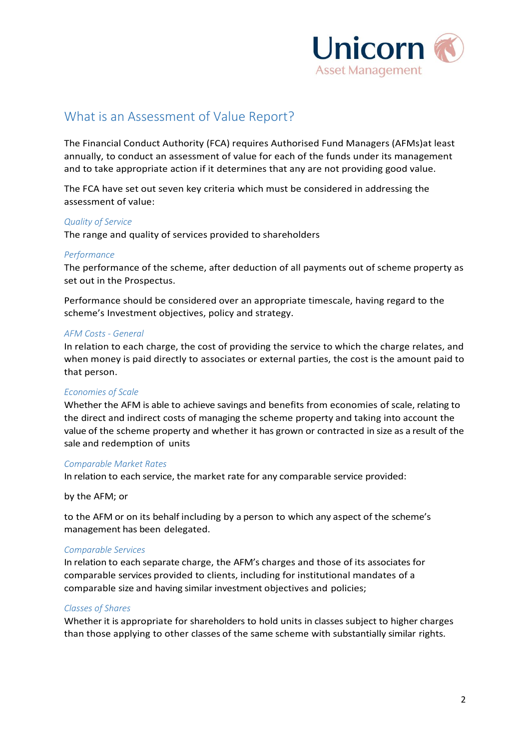# What is an Assessment of Value Report?

The Financial Conduct Authority (FCA) requires Authorised Fund Managers (AFMs)at least annually, to conduct an assessment of value for each of the funds under its management and to take appropriate action if it determines that any are not providing good value.

The FCA have set out seven key criteria which must be considered in addressing the assessment of value:

*Quality of Service*

The range and quality of services provided to shareholders

*Performance*

The performance of the scheme, after deduction of all payments out of scheme property as set out in the Prospectus.

Performance should be considered over an appropriate timescale, having regard to the scheme's Investment objectives, policy and strategy.

*AFM Costs - General*

In relation to each charge, the cost of providing the service to which the charge relates, and when money is paid directly to associates or external parties, the cost is the amount paid to that person.

*Economies of Scale*

Whether the AFM is able to achieve savings and benefits from economies of scale, relating to the direct and indirect costs of managing the scheme property and taking into account the value of the scheme property and whether it has grown or contracted in size as a result of the sale and redemption of units

*Comparable Market Rates*

In relation to each service, the market rate for any comparable service provided:

by the AFM; or

to the AFM or on its behalf including by a person to which any aspect of the scheme's management has been delegated.

*Comparable Services*

In relation to each separate charge, the AFM's charges and those of its associates for comparable services provided to clients, including for institutional mandates of a comparable size and having similar investment objectives and policies;

*Classes of Shares*

Whether it is appropriate for shareholders to hold units in classes subject to higher charges than those applying to other classes of the same scheme with substantially similar rights.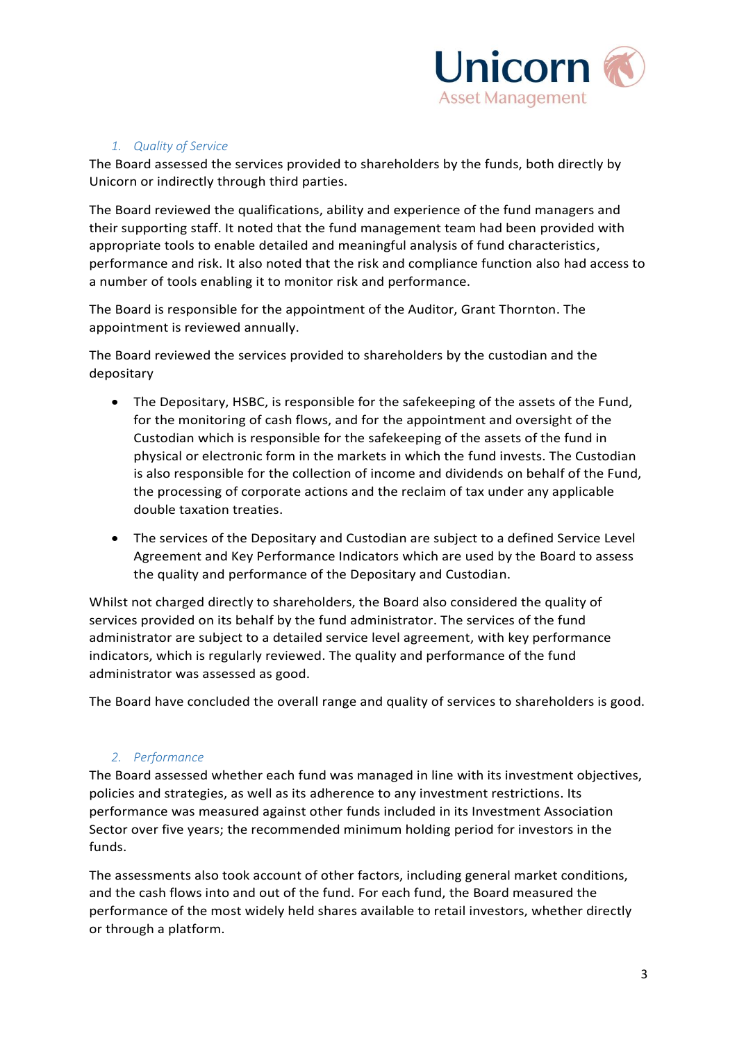### 1. *Quality of Service*

The Board assessed the services provided to shareholders by the funds, both directly by Unicorn or indirectly through third parties.

The Board reviewed the qualifications, ability and experience of the fund managers and their supporting staff. It noted that the fund management team had been provided with appropriate tools to enable detailed and meaningful analysis of fund characteristics, performance and risk. It also noted that the risk and compliance function also had access to a number of tools enabling it to monitor risk and performance.

The Board is responsible for the appointment of the Auditor, Grant Thornton. The appointment is reviewed annually.

The Board reviewed the services provided to shareholders by the custodian and the depositary

- The Depositary, HSBC, is responsible for the safekeeping of the assets of the Fund, for the monitoring of cash flows, and for the appointment and oversight of the Custodian which is responsible for the safekeeping of the assets of the fund in physical or electronic form in the markets in which the fund invests. The Custodian is also responsible for the collection of income and dividends on behalf of the Fund, the processing of corporate actions and the reclaim of tax under any applicable double taxation treaties.
- The services of the Depositary and Custodian are subject to a defined Service Level Agreement and Key Performance Indicators which are used by the Board to assess the quality and performance of the Depositary and Custodian.

Whilst not charged directly to shareholders, the Board also considered the quality of services provided on its behalf by the fund administrator. The services of the fund administrator are subject to a detailed service level agreement, with key performance indicators, which is regularly reviewed. The quality and performance of the fund administrator was assessed as good.

The Board have concluded the overall range and quality of services to shareholders is good.

### 2. *Performance*

The Board assessed whether each fund was managed in line with its investment objectives, policies and strategies, as well as its adherence to any investment restrictions. Its performance was measured against other funds included in its Investment Association Sector over five years; the recommended minimum holding period for investors in the funds.

The assessments also took account of other factors, including general market conditions, and the cash flows into and out of the fund. For each fund, the Board measured the performance of the most widely held shares available to retail investors, whether directly or through a platform.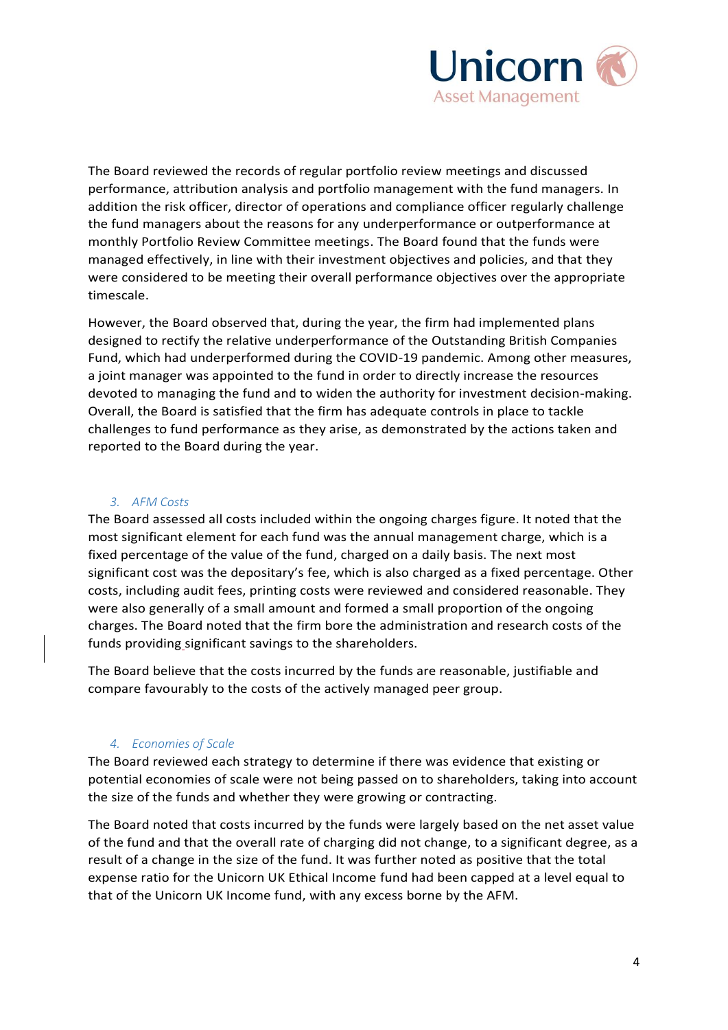The Board reviewed the records of regular portfolio review meetings and discussed performance, attribution analysis and portfolio management with the fund managers. In addition the risk officer, director of operations and compliance officer regularly challenge the fund managers about the reasons for any underperformance or outperformance at monthly Portfolio Review Committee meetings. The Board found that the funds were managed effectively, in line with their investment objectives and policies, and that they were considered to be meeting their overall performance objectives over the appropriate timescale.

However, the Board observed that, during the year, the firm had implemented plans designed to rectify the relative underperformance of the Outstanding British Companies Fund, which had underperformed during the COVID-19 pandemic. Among other measures, a joint manager was appointed to the fund in order to directly increase the resources devoted to managing the fund and to widen the authority for investment decision-making. Overall, the Board is satisfied that the firm has adequate controls in place to tackle challenges to fund performance as they arise, as demonstrated by the actions taken and reported to the Board during the year.

### 3. *AFM Costs*

The Board assessed all costs included within the ongoing charges figure. It noted that the most significant element for each fund was the annual management charge, which is a fixed percentage of the value of the fund, charged on a daily basis. The next most significant cost was the depositary's fee, which is also charged as a fixed percentage. Other costs, including audit fees, printing costs were reviewed and considered reasonable. They were also generally of a small amount and formed a small proportion of the ongoing charges. The Board noted that the firm bore the administration and research costs of the funds providing significant savings to the shareholders.

The Board believe that the costs incurred by the funds are reasonable, justifiable and compare favourably to the costs of the actively managed peer group.

### 4. *Economies of Scale*

The Board reviewed each strategy to determine if there was evidence that existing or potential economies of scale were not being passed on to shareholders, taking into account the size of the funds and whether they were growing or contracting.

The Board noted that costs incurred by the funds were largely based on the net asset value of the fund and that the overall rate of charging did not change, to a significant degree, as a result of a change in the size of the fund. It was further noted as positive that the total expense ratio for the Unicorn UK Ethical Income fund had been capped at a level equal to that of the Unicorn UK Income fund, with any excess borne by the AFM.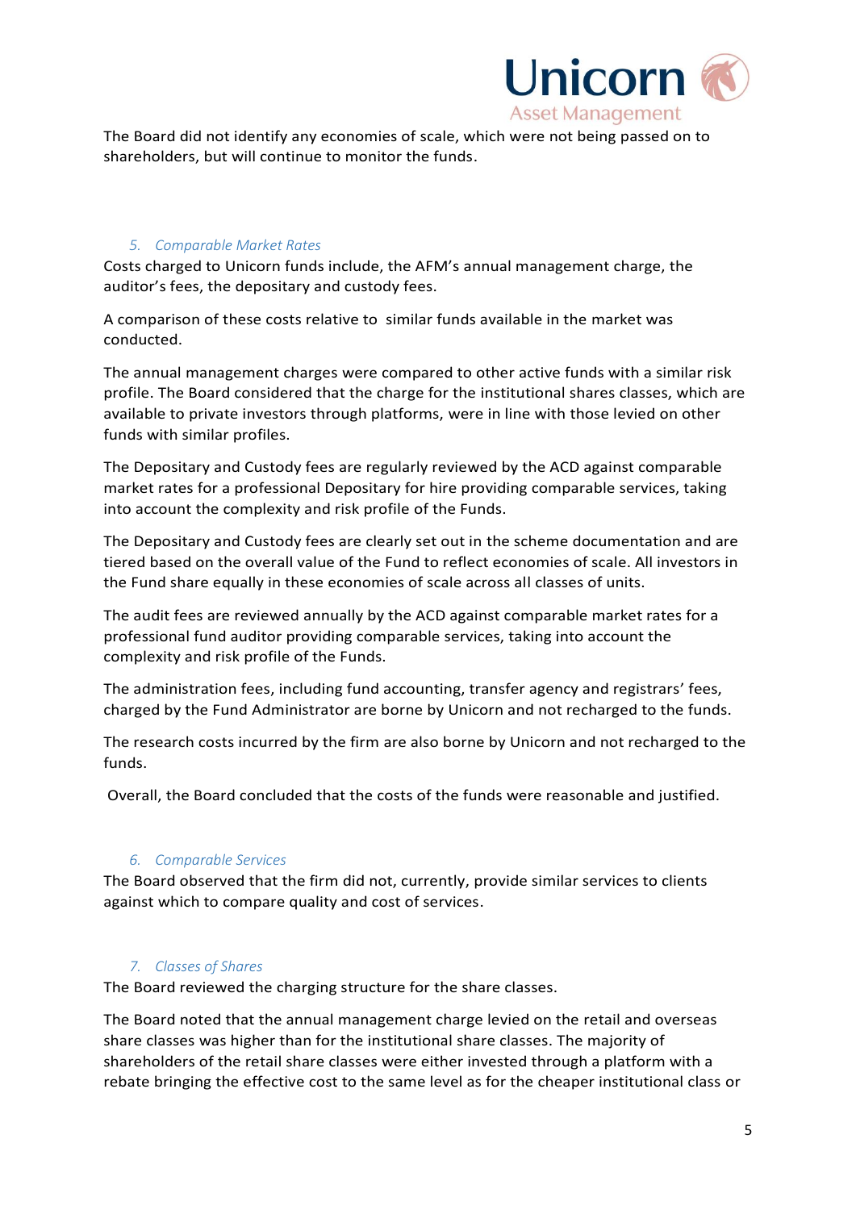The Board did not identify any economies of scale, which were not being passed on to shareholders, but will continue to monitor the funds.

### *5. Comparable Market Rates*

Costs charged to Unicorn funds include, the AFM's annual management charge, the auditor's fees, the depositary and custody fees.

A comparison of these costs relative to similar funds available in the market was conducted.

The annual management charges were compared to other active funds with a similar risk profile. The Board considered that the charge for the institutional shares classes, which are available to private investors through platforms, were in line with those levied on other funds with similar profiles.

The Depositary and Custody fees are regularly reviewed by the ACD against comparable market rates for a professional Depositary for hire providing comparable services, taking into account the complexity and risk profile of the Funds.

The Depositary and Custody fees are clearly set out in the scheme documentation and are tiered based on the overall value of the Fund to reflect economies of scale. All investors in the Fund share equally in these economies of scale across all classes of units.

The audit fees are reviewed annually by the ACD against comparable market rates for a professional fund auditor providing comparable services, taking into account the complexity and risk profile of the Funds.

The administration fees, including fund accounting, transfer agency and registrars' fees, charged by the Fund Administrator are borne by Unicorn and not recharged to the funds.

The research costs incurred by the firm are also borne by Unicorn and not recharged to the funds.

Overall, the Board concluded that the costs of the funds were reasonable and justified.

### *6. Comparable Services*

The Board observed that the firm did not, currently, provide similar services to clients against which to compare quality and cost of services.

### *7. Classes of Shares*

The Board reviewed the charging structure for the share classes.

The Board noted that the annual management charge levied on the retail and overseas share classes was higher than for the institutional share classes. The majority of shareholders of the retail share classes were either invested through a platform with a rebate bringing the effective cost to the same level as for the cheaper institutional class or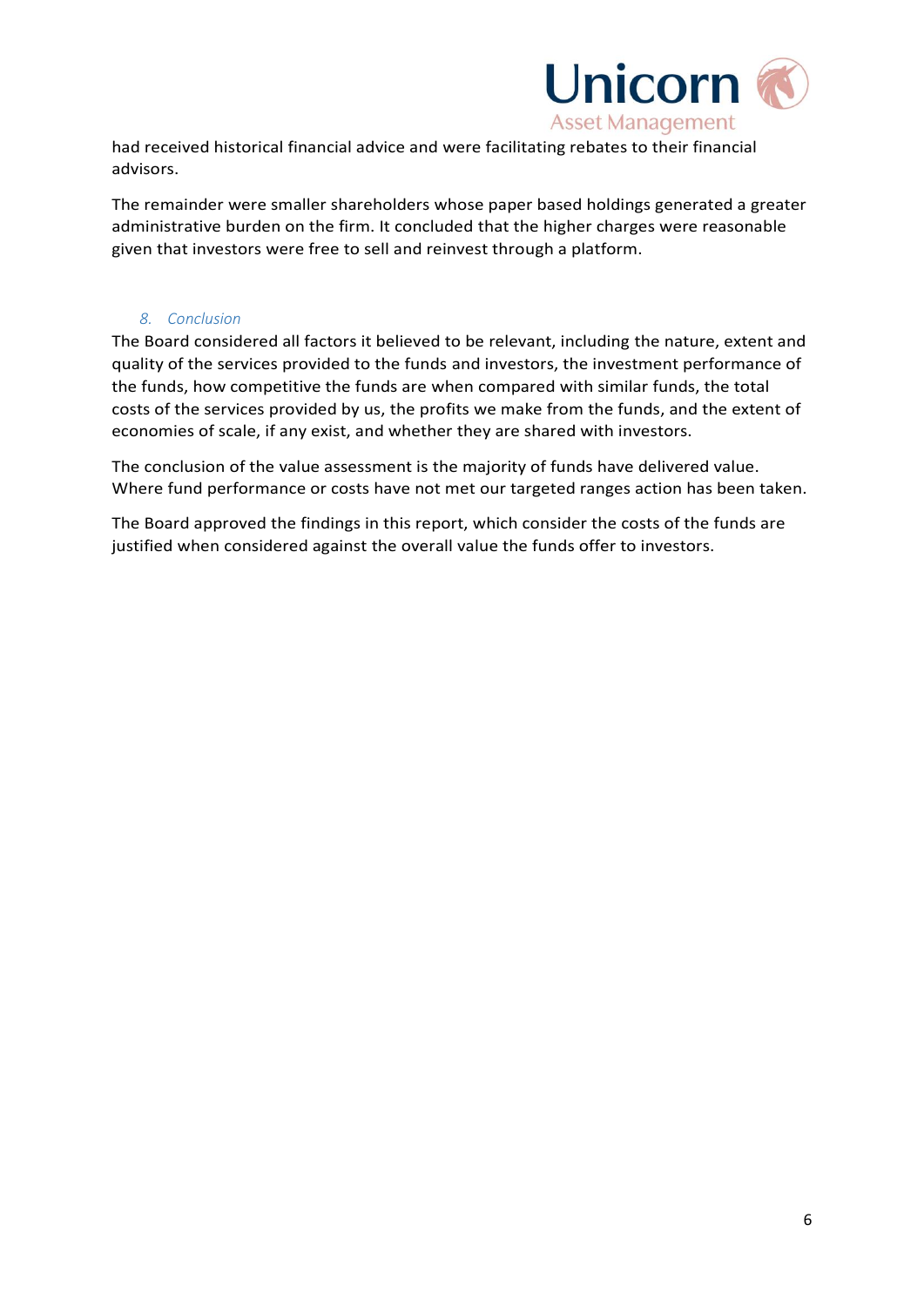had received historical financial advice and were facilitating rebates to their financial advisors.

The remainder were smaller shareholders whose paper based holdings generated a greater administrative burden on the firm. It concluded that the higher charges were reasonable given that investors were free to sell and reinvest through a platform.

## 8. Conclusion

The Board considered all factors it believed to be relevant, including the nature, extent and quality of the services provided to the funds and investors, the investment performance of the funds, how competitive the funds are when compared with similar funds, the total costs of the services provided by us, the profits we make from the funds, and the extent of economies of scale, if any exist, and whether they are shared with investors.

The conclusion of the value assessment is the majority of funds have delivered value. Where fund performance or costs have not met our targeted ranges action has been taken.

The Board approved the findings in this report, which consider the costs of the funds are justified when considered against the overall value the funds offer to investors.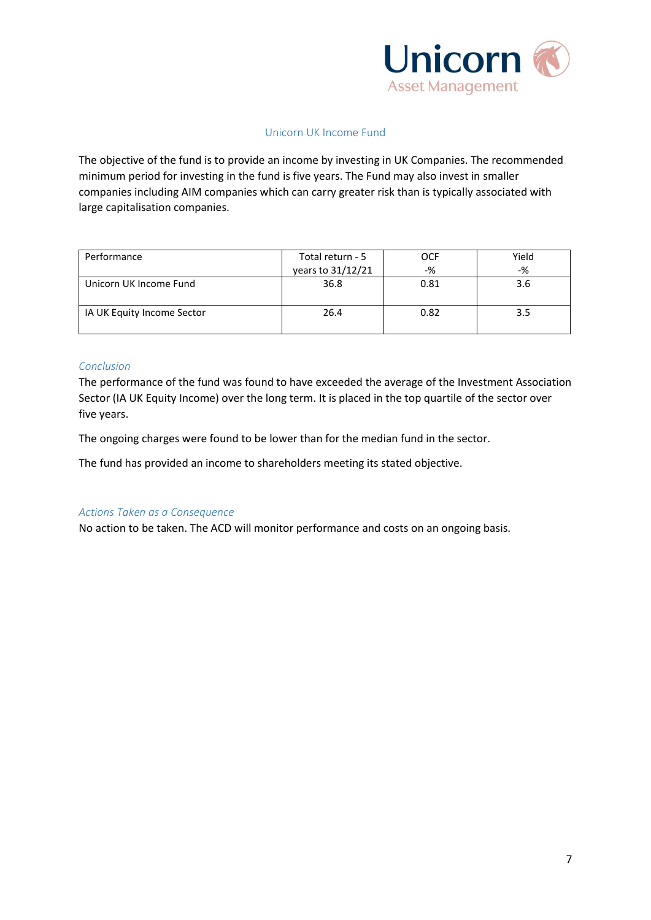## Unicorn UK Income Fund

The objective of the fund is to provide an income by investing in UK Companies. The recommended minimum period for investing in the fund is five years. The Fund may also invest in smaller companies including AIM companies which can carry greater risk than is typically associated with large capitalisation companies.

| Performance | Total return - 5 years to 31/12/21 | OCF -% | Yield -% |
|---|---|---|---|
| Unicorn UK Income Fund | 36.8 | 0.81 | 3.6 |
| IA UK Equity Income Sector | 26.4 | 0.82 | 3.5 |

### *Conclusion*

The performance of the fund was found to have exceeded the average of the Investment Association Sector (IA UK Equity Income) over the long term. It is placed in the top quartile of the sector over five years.

The ongoing charges were found to be lower than for the median fund in the sector.

The fund has provided an income to shareholders meeting its stated objective.

### *Actions Taken as a Consequence*

No action to be taken. The ACD will monitor performance and costs on an ongoing basis.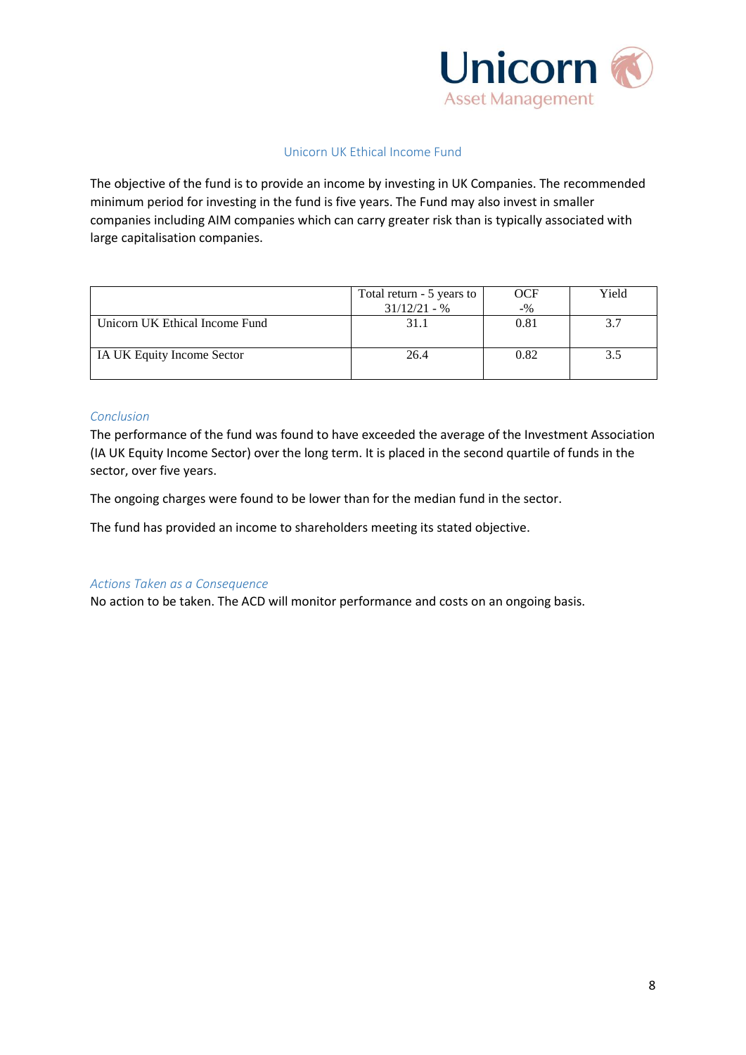## Unicorn UK Ethical Income Fund

The objective of the fund is to provide an income by investing in UK Companies. The recommended minimum period for investing in the fund is five years. The Fund may also invest in smaller companies including AIM companies which can carry greater risk than is typically associated with large capitalisation companies.

| | Total return - 5 years to 31/12/21 - % | OCF -% | Yield |
|---|---|---|---|
| Unicorn UK Ethical Income Fund | 31.1 | 0.81 | 3.7 |
| IA UK Equity Income Sector | 26.4 | 0.82 | 3.5 |

*Conclusion*

The performance of the fund was found to have exceeded the average of the Investment Association (IA UK Equity Income Sector) over the long term. It is placed in the second quartile of funds in the sector, over five years.

The ongoing charges were found to be lower than for the median fund in the sector.

The fund has provided an income to shareholders meeting its stated objective.

*Actions Taken as a Consequence*

No action to be taken. The ACD will monitor performance and costs on an ongoing basis.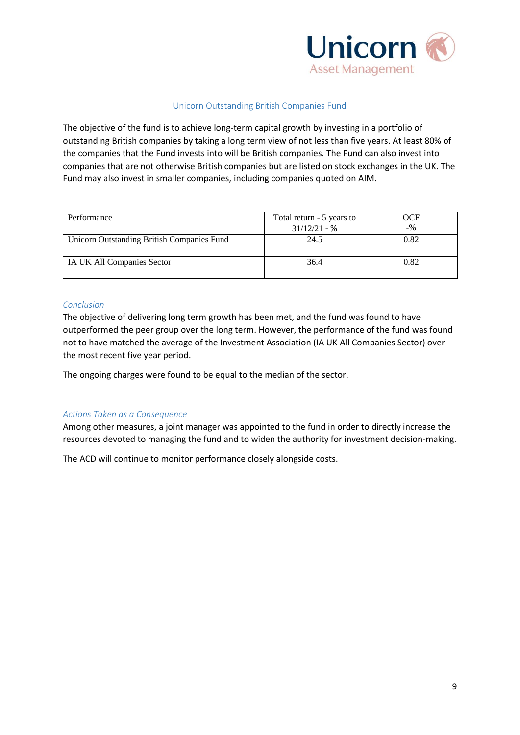## Unicorn Outstanding British Companies Fund

The objective of the fund is to achieve long-term capital growth by investing in a portfolio of outstanding British companies by taking a long term view of not less than five years. At least 80% of the companies that the Fund invests into will be British companies. The Fund can also invest into companies that are not otherwise British companies but are listed on stock exchanges in the UK. The Fund may also invest in smaller companies, including companies quoted on AIM.

| Performance | Total return - 5 years to 31/12/21 - % | OCF -% |
|---|---|---|
| Unicorn Outstanding British Companies Fund | 24.5 | 0.82 |
| IA UK All Companies Sector | 36.4 | 0.82 |

### *Conclusion*

The objective of delivering long term growth has been met, and the fund was found to have outperformed the peer group over the long term. However, the performance of the fund was found not to have matched the average of the Investment Association (IA UK All Companies Sector) over the most recent five year period.

The ongoing charges were found to be equal to the median of the sector.

### *Actions Taken as a Consequence*

Among other measures, a joint manager was appointed to the fund in order to directly increase the resources devoted to managing the fund and to widen the authority for investment decision-making.

The ACD will continue to monitor performance closely alongside costs.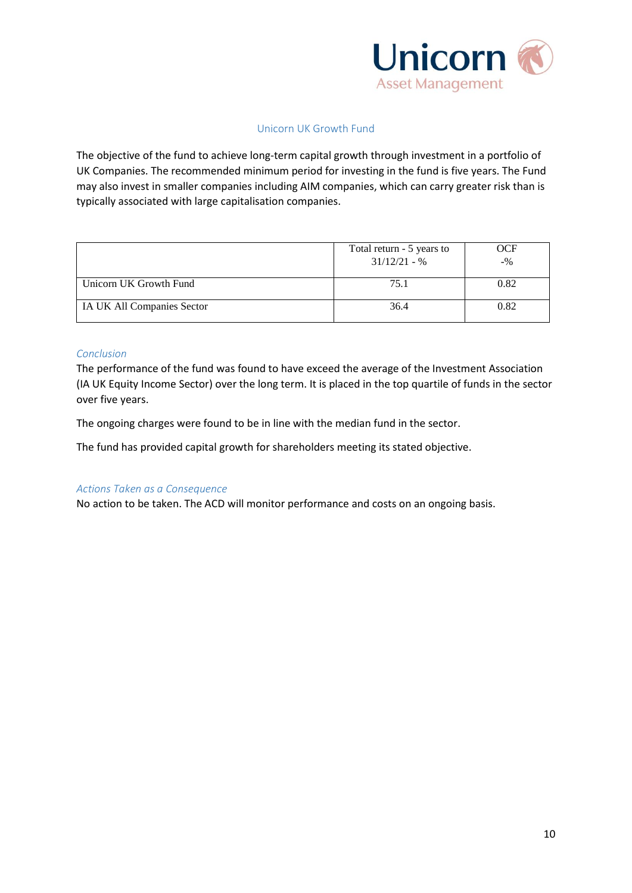## Unicorn UK Growth Fund

The objective of the fund to achieve long-term capital growth through investment in a portfolio of UK Companies. The recommended minimum period for investing in the fund is five years. The Fund may also invest in smaller companies including AIM companies, which can carry greater risk than is typically associated with large capitalisation companies.

| | Total return - 5 years to 31/12/21 - % | OCF -% |
|---|---|---|
| Unicorn UK Growth Fund | 75.1 | 0.82 |
| IA UK All Companies Sector | 36.4 | 0.82 |

### *Conclusion*

The performance of the fund was found to have exceed the average of the Investment Association (IA UK Equity Income Sector) over the long term. It is placed in the top quartile of funds in the sector over five years.

The ongoing charges were found to be in line with the median fund in the sector.

The fund has provided capital growth for shareholders meeting its stated objective.

### *Actions Taken as a Consequence*

No action to be taken. The ACD will monitor performance and costs on an ongoing basis.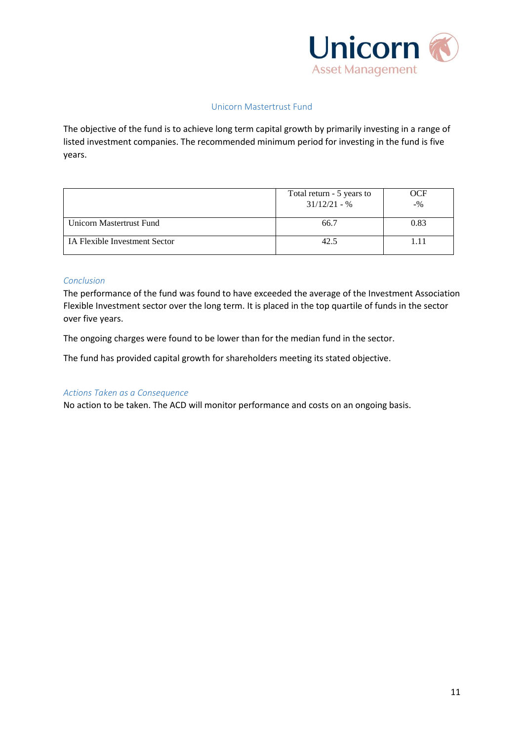## Unicorn Mastertrust Fund

The objective of the fund is to achieve long term capital growth by primarily investing in a range of listed investment companies. The recommended minimum period for investing in the fund is five years.

| | Total return - 5 years to 31/12/21 - % | OCF -% |
|---|---|---|
| Unicorn Mastertrust Fund | 66.7 | 0.83 |
| IA Flexible Investment Sector | 42.5 | 1.11 |

### *Conclusion*

The performance of the fund was found to have exceeded the average of the Investment Association Flexible Investment sector over the long term. It is placed in the top quartile of funds in the sector over five years.

The ongoing charges were found to be lower than for the median fund in the sector.

The fund has provided capital growth for shareholders meeting its stated objective.

### *Actions Taken as a Consequence*

No action to be taken. The ACD will monitor performance and costs on an ongoing basis.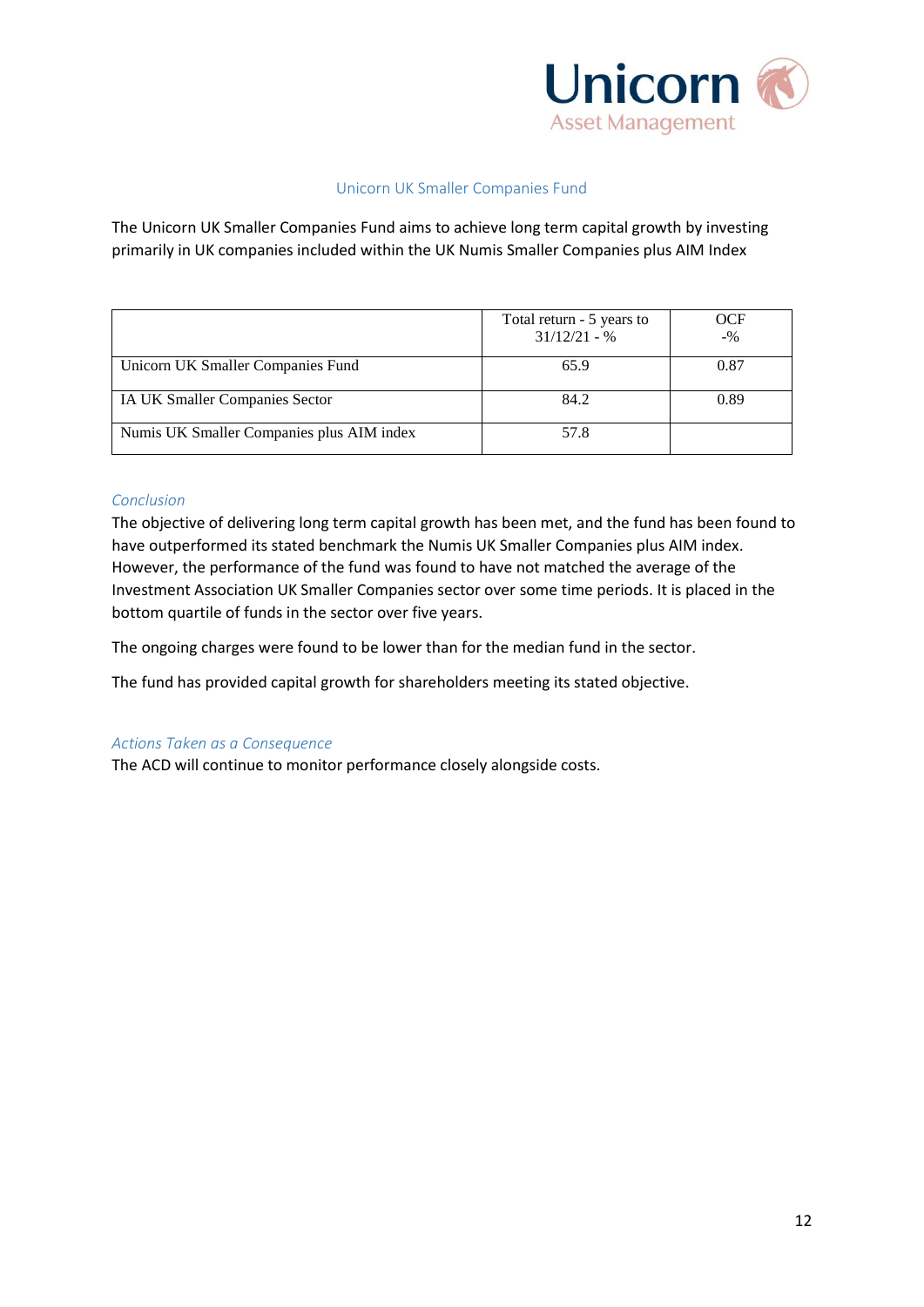## Unicorn UK Smaller Companies Fund

The Unicorn UK Smaller Companies Fund aims to achieve long term capital growth by investing primarily in UK companies included within the UK Numis Smaller Companies plus AIM Index

| | Total return - 5 years to 31/12/21 - % | OCF -% |
|---|---|---|
| Unicorn UK Smaller Companies Fund | 65.9 | 0.87 |
| IA UK Smaller Companies Sector | 84.2 | 0.89 |
| Numis UK Smaller Companies plus AIM index | 57.8 | |

### *Conclusion*

The objective of delivering long term capital growth has been met, and the fund has been found to have outperformed its stated benchmark the Numis UK Smaller Companies plus AIM index. However, the performance of the fund was found to have not matched the average of the Investment Association UK Smaller Companies sector over some time periods. It is placed in the bottom quartile of funds in the sector over five years.

The ongoing charges were found to be lower than for the median fund in the sector.

The fund has provided capital growth for shareholders meeting its stated objective.

### *Actions Taken as a Consequence*

The ACD will continue to monitor performance closely alongside costs.